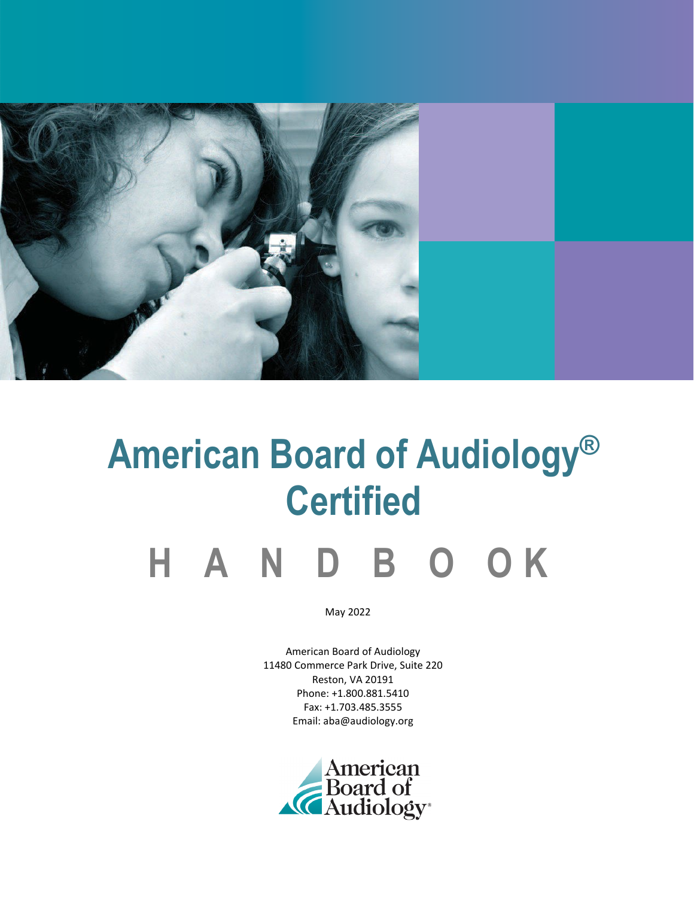# American Board of Audiology® Certified

# HANDBOOK

May 2022

American Board of Audiology
11480 Commerce Park Drive, Suite 220
Reston, VA 20191
Phone: +1.800.881.5410
Fax: +1.703.485.3555
Email: aba@audiology.org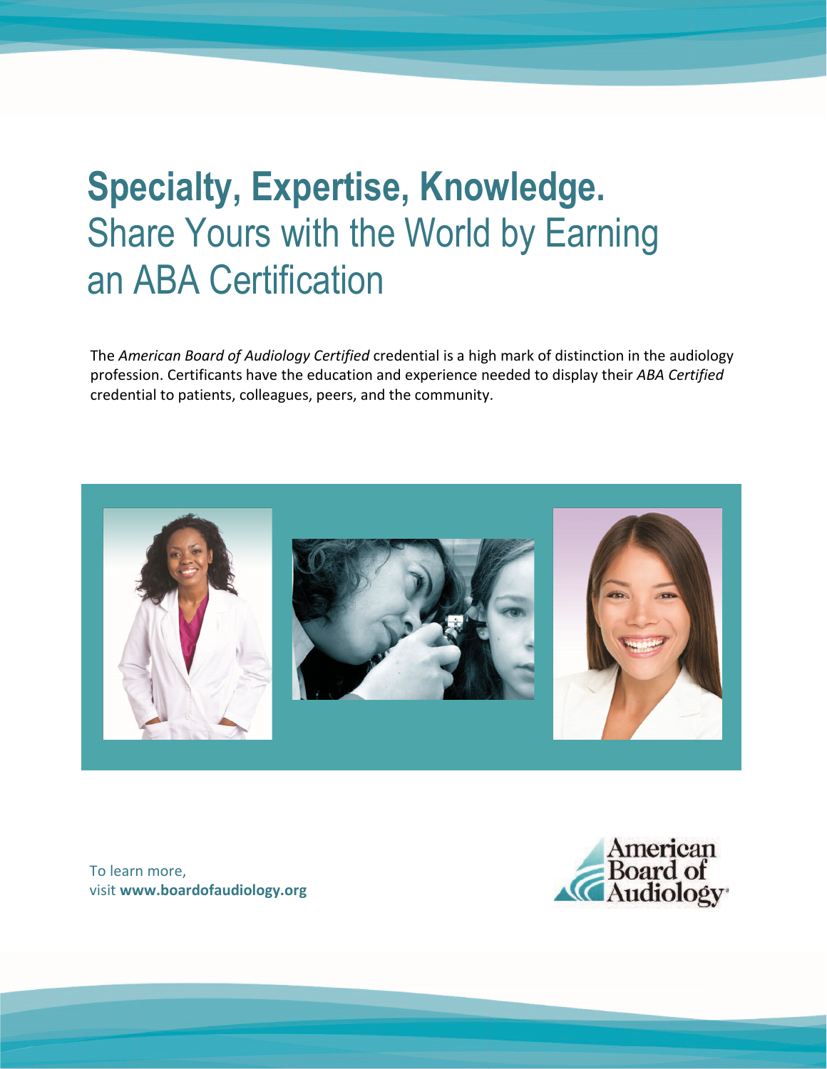# Specialty, Expertise, Knowledge.

## Share Yours with the World by Earning an ABA Certification

The *American Board of Audiology Certified* credential is a high mark of distinction in the audiology profession. Certificants have the education and experience needed to display their *ABA Certified* credential to patients, colleagues, peers, and the community.

To learn more,
visit **www.boardofaudiology.org**

American Board of Audiology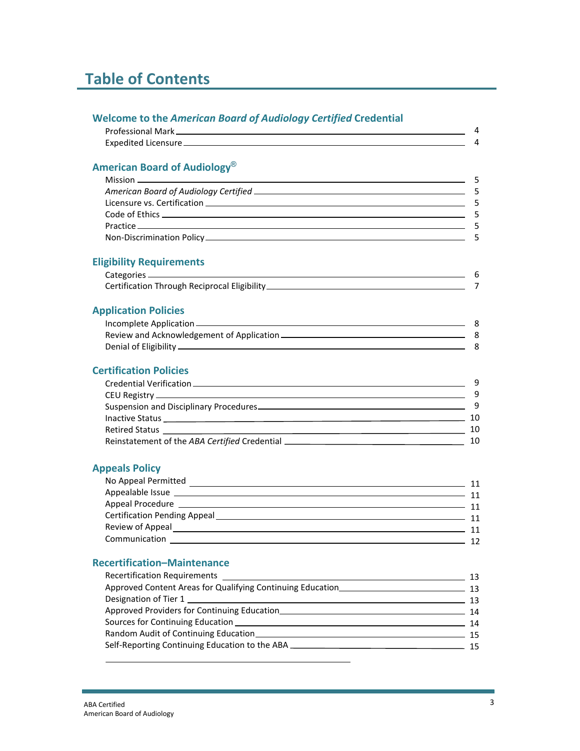# Table of Contents

## Welcome to the *American Board of Audiology Certified* Credential

Professional Mark ........ 4
Expedited Licensure ........ 4

## American Board of Audiology®

Mission ........ 5
*American Board of Audiology Certified* ........ 5
Licensure vs. Certification ........ 5
Code of Ethics ........ 5
Practice ........ 5
Non-Discrimination Policy ........ 5

## Eligibility Requirements

Categories ........ 6
Certification Through Reciprocal Eligibility ........ 7

## Application Policies

Incomplete Application ........ 8
Review and Acknowledgement of Application ........ 8
Denial of Eligibility ........ 8

## Certification Policies

Credential Verification ........ 9
CEU Registry ........ 9
Suspension and Disciplinary Procedures ........ 9
Inactive Status ........ 10
Retired Status ........ 10
Reinstatement of the *ABA Certified* Credential ........ 10

## Appeals Policy

No Appeal Permitted ........ 11
Appealable Issue ........ 11
Appeal Procedure ........ 11
Certification Pending Appeal ........ 11
Review of Appeal ........ 11
Communication ........ 12

## Recertification–Maintenance

Recertification Requirements ........ 13
Approved Content Areas for Qualifying Continuing Education ........ 13
Designation of Tier 1 ........ 13
Approved Providers for Continuing Education ........ 14
Sources for Continuing Education ........ 14
Random Audit of Continuing Education ........ 15
Self-Reporting Continuing Education to the ABA ........ 15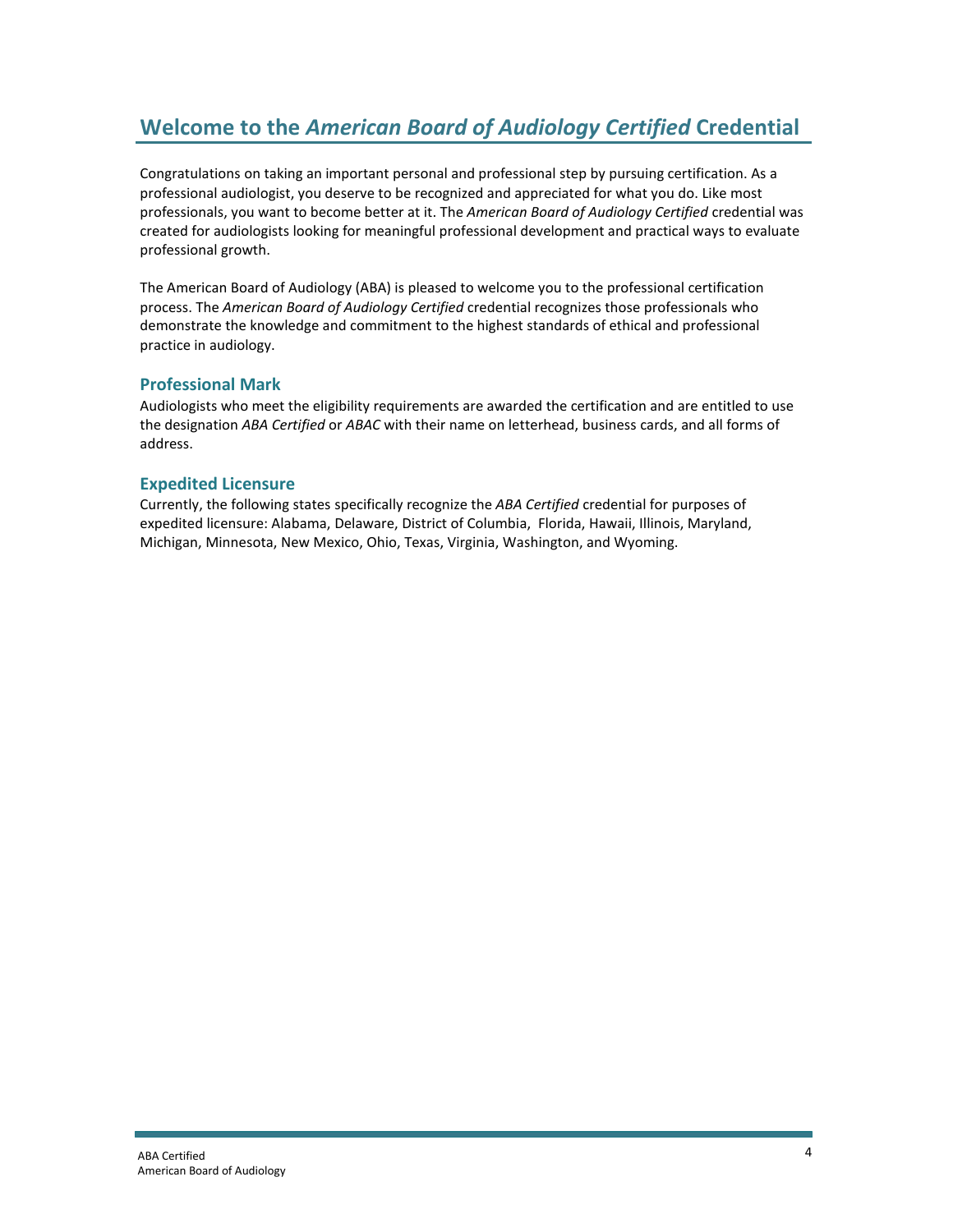# Welcome to the *American Board of Audiology Certified* Credential

Congratulations on taking an important personal and professional step by pursuing certification. As a professional audiologist, you deserve to be recognized and appreciated for what you do. Like most professionals, you want to become better at it. The *American Board of Audiology Certified* credential was created for audiologists looking for meaningful professional development and practical ways to evaluate professional growth.

The American Board of Audiology (ABA) is pleased to welcome you to the professional certification process. The *American Board of Audiology Certified* credential recognizes those professionals who demonstrate the knowledge and commitment to the highest standards of ethical and professional practice in audiology.

## Professional Mark

Audiologists who meet the eligibility requirements are awarded the certification and are entitled to use the designation *ABA Certified* or *ABAC* with their name on letterhead, business cards, and all forms of address.

## Expedited Licensure

Currently, the following states specifically recognize the *ABA Certified* credential for purposes of expedited licensure: Alabama, Delaware, District of Columbia, Florida, Hawaii, Illinois, Maryland, Michigan, Minnesota, New Mexico, Ohio, Texas, Virginia, Washington, and Wyoming.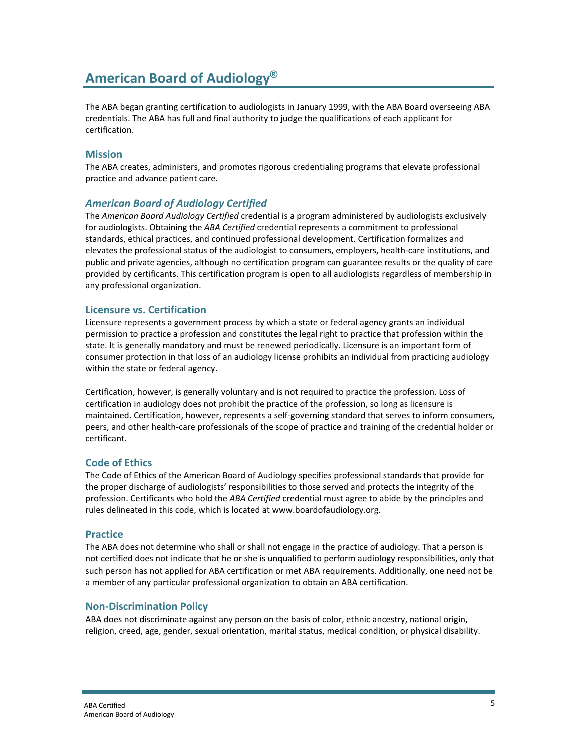# American Board of Audiology®

The ABA began granting certification to audiologists in January 1999, with the ABA Board overseeing ABA credentials. The ABA has full and final authority to judge the qualifications of each applicant for certification.

## Mission

The ABA creates, administers, and promotes rigorous credentialing programs that elevate professional practice and advance patient care.

## *American Board of Audiology Certified*

The *American Board Audiology Certified* credential is a program administered by audiologists exclusively for audiologists. Obtaining the *ABA Certified* credential represents a commitment to professional standards, ethical practices, and continued professional development. Certification formalizes and elevates the professional status of the audiologist to consumers, employers, health-care institutions, and public and private agencies, although no certification program can guarantee results or the quality of care provided by certificants. This certification program is open to all audiologists regardless of membership in any professional organization.

## Licensure vs. Certification

Licensure represents a government process by which a state or federal agency grants an individual permission to practice a profession and constitutes the legal right to practice that profession within the state. It is generally mandatory and must be renewed periodically. Licensure is an important form of consumer protection in that loss of an audiology license prohibits an individual from practicing audiology within the state or federal agency.

Certification, however, is generally voluntary and is not required to practice the profession. Loss of certification in audiology does not prohibit the practice of the profession, so long as licensure is maintained. Certification, however, represents a self-governing standard that serves to inform consumers, peers, and other health-care professionals of the scope of practice and training of the credential holder or certificant.

## Code of Ethics

The Code of Ethics of the American Board of Audiology specifies professional standards that provide for the proper discharge of audiologists' responsibilities to those served and protects the integrity of the profession. Certificants who hold the *ABA Certified* credential must agree to abide by the principles and rules delineated in this code, which is located at www.boardofaudiology.org.

## Practice

The ABA does not determine who shall or shall not engage in the practice of audiology. That a person is not certified does not indicate that he or she is unqualified to perform audiology responsibilities, only that such person has not applied for ABA certification or met ABA requirements. Additionally, one need not be a member of any particular professional organization to obtain an ABA certification.

## Non-Discrimination Policy

ABA does not discriminate against any person on the basis of color, ethnic ancestry, national origin, religion, creed, age, gender, sexual orientation, marital status, medical condition, or physical disability.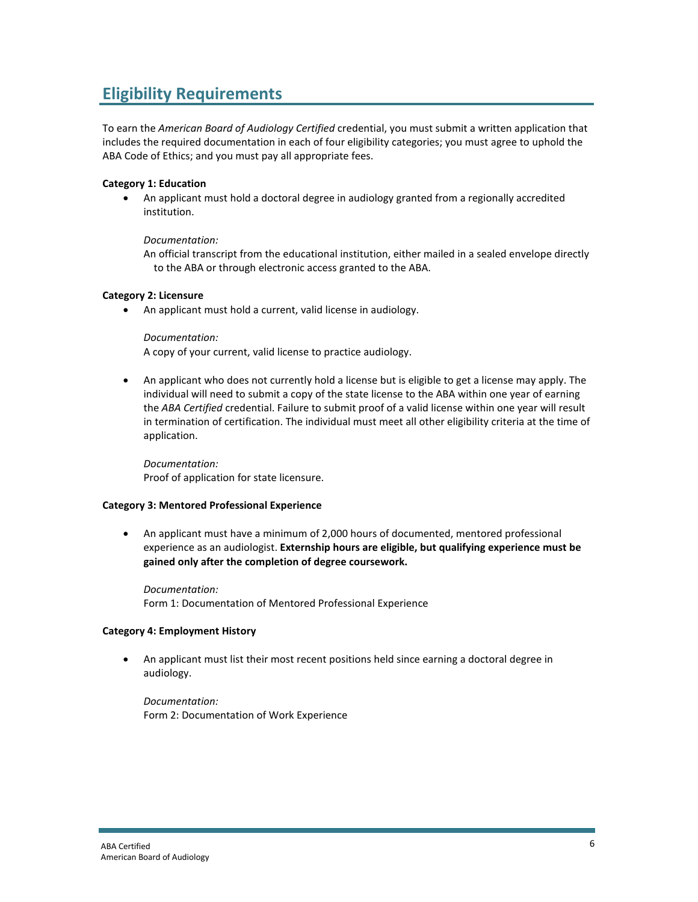## Eligibility Requirements

To earn the *American Board of Audiology Certified* credential, you must submit a written application that includes the required documentation in each of four eligibility categories; you must agree to uphold the ABA Code of Ethics; and you must pay all appropriate fees.

**Category 1: Education**

- An applicant must hold a doctoral degree in audiology granted from a regionally accredited institution.

  *Documentation:*
  An official transcript from the educational institution, either mailed in a sealed envelope directly to the ABA or through electronic access granted to the ABA.

**Category 2: Licensure**

- An applicant must hold a current, valid license in audiology.

  *Documentation:*
  A copy of your current, valid license to practice audiology.

- An applicant who does not currently hold a license but is eligible to get a license may apply. The individual will need to submit a copy of the state license to the ABA within one year of earning the *ABA Certified* credential. Failure to submit proof of a valid license within one year will result in termination of certification. The individual must meet all other eligibility criteria at the time of application.

  *Documentation:*
  Proof of application for state licensure.

**Category 3: Mentored Professional Experience**

- An applicant must have a minimum of 2,000 hours of documented, mentored professional experience as an audiologist. **Externship hours are eligible, but qualifying experience must be gained only after the completion of degree coursework.**

  *Documentation:*
  Form 1: Documentation of Mentored Professional Experience

**Category 4: Employment History**

- An applicant must list their most recent positions held since earning a doctoral degree in audiology.

  *Documentation:*
  Form 2: Documentation of Work Experience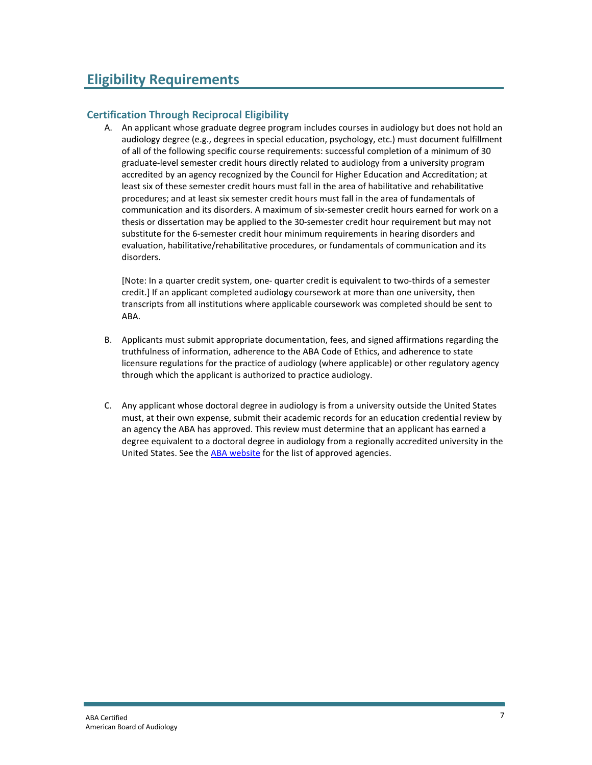# Eligibility Requirements

## Certification Through Reciprocal Eligibility

A. An applicant whose graduate degree program includes courses in audiology but does not hold an audiology degree (e.g., degrees in special education, psychology, etc.) must document fulfillment of all of the following specific course requirements: successful completion of a minimum of 30 graduate-level semester credit hours directly related to audiology from a university program accredited by an agency recognized by the Council for Higher Education and Accreditation; at least six of these semester credit hours must fall in the area of habilitative and rehabilitative procedures; and at least six semester credit hours must fall in the area of fundamentals of communication and its disorders. A maximum of six-semester credit hours earned for work on a thesis or dissertation may be applied to the 30-semester credit hour requirement but may not substitute for the 6-semester credit hour minimum requirements in hearing disorders and evaluation, habilitative/rehabilitative procedures, or fundamentals of communication and its disorders.

   [Note: In a quarter credit system, one- quarter credit is equivalent to two-thirds of a semester credit.] If an applicant completed audiology coursework at more than one university, then transcripts from all institutions where applicable coursework was completed should be sent to ABA.

B. Applicants must submit appropriate documentation, fees, and signed affirmations regarding the truthfulness of information, adherence to the ABA Code of Ethics, and adherence to state licensure regulations for the practice of audiology (where applicable) or other regulatory agency through which the applicant is authorized to practice audiology.

C. Any applicant whose doctoral degree in audiology is from a university outside the United States must, at their own expense, submit their academic records for an education credential review by an agency the ABA has approved. This review must determine that an applicant has earned a degree equivalent to a doctoral degree in audiology from a regionally accredited university in the United States. See the ABA website for the list of approved agencies.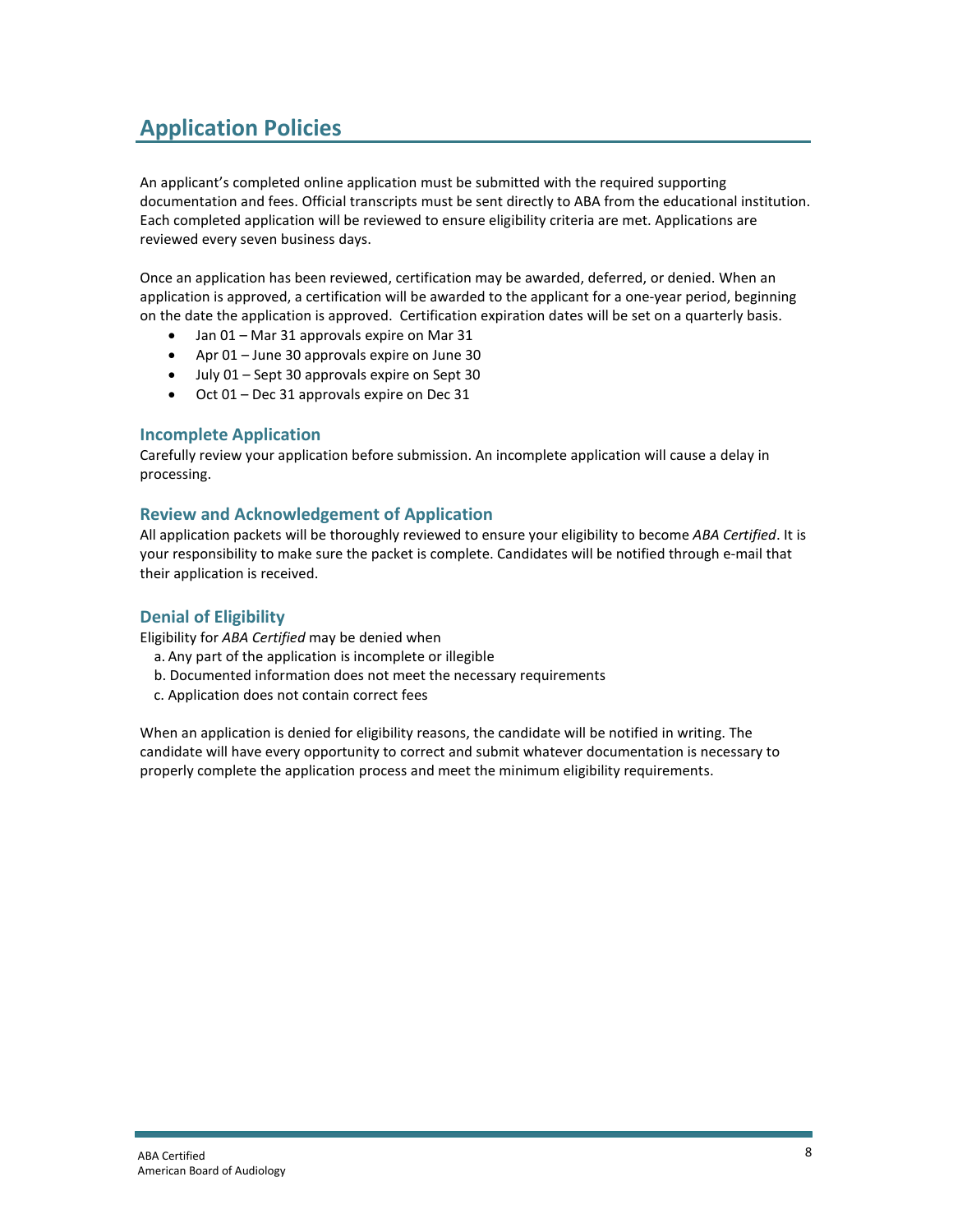# Application Policies

An applicant's completed online application must be submitted with the required supporting documentation and fees. Official transcripts must be sent directly to ABA from the educational institution. Each completed application will be reviewed to ensure eligibility criteria are met. Applications are reviewed every seven business days.

Once an application has been reviewed, certification may be awarded, deferred, or denied. When an application is approved, a certification will be awarded to the applicant for a one-year period, beginning on the date the application is approved. Certification expiration dates will be set on a quarterly basis.

- Jan 01 – Mar 31 approvals expire on Mar 31
- Apr 01 – June 30 approvals expire on June 30
- July 01 – Sept 30 approvals expire on Sept 30
- Oct 01 – Dec 31 approvals expire on Dec 31

## Incomplete Application

Carefully review your application before submission. An incomplete application will cause a delay in processing.

## Review and Acknowledgement of Application

All application packets will be thoroughly reviewed to ensure your eligibility to become *ABA Certified*. It is your responsibility to make sure the packet is complete. Candidates will be notified through e-mail that their application is received.

## Denial of Eligibility

Eligibility for *ABA Certified* may be denied when

a. Any part of the application is incomplete or illegible
b. Documented information does not meet the necessary requirements
c. Application does not contain correct fees

When an application is denied for eligibility reasons, the candidate will be notified in writing. The candidate will have every opportunity to correct and submit whatever documentation is necessary to properly complete the application process and meet the minimum eligibility requirements.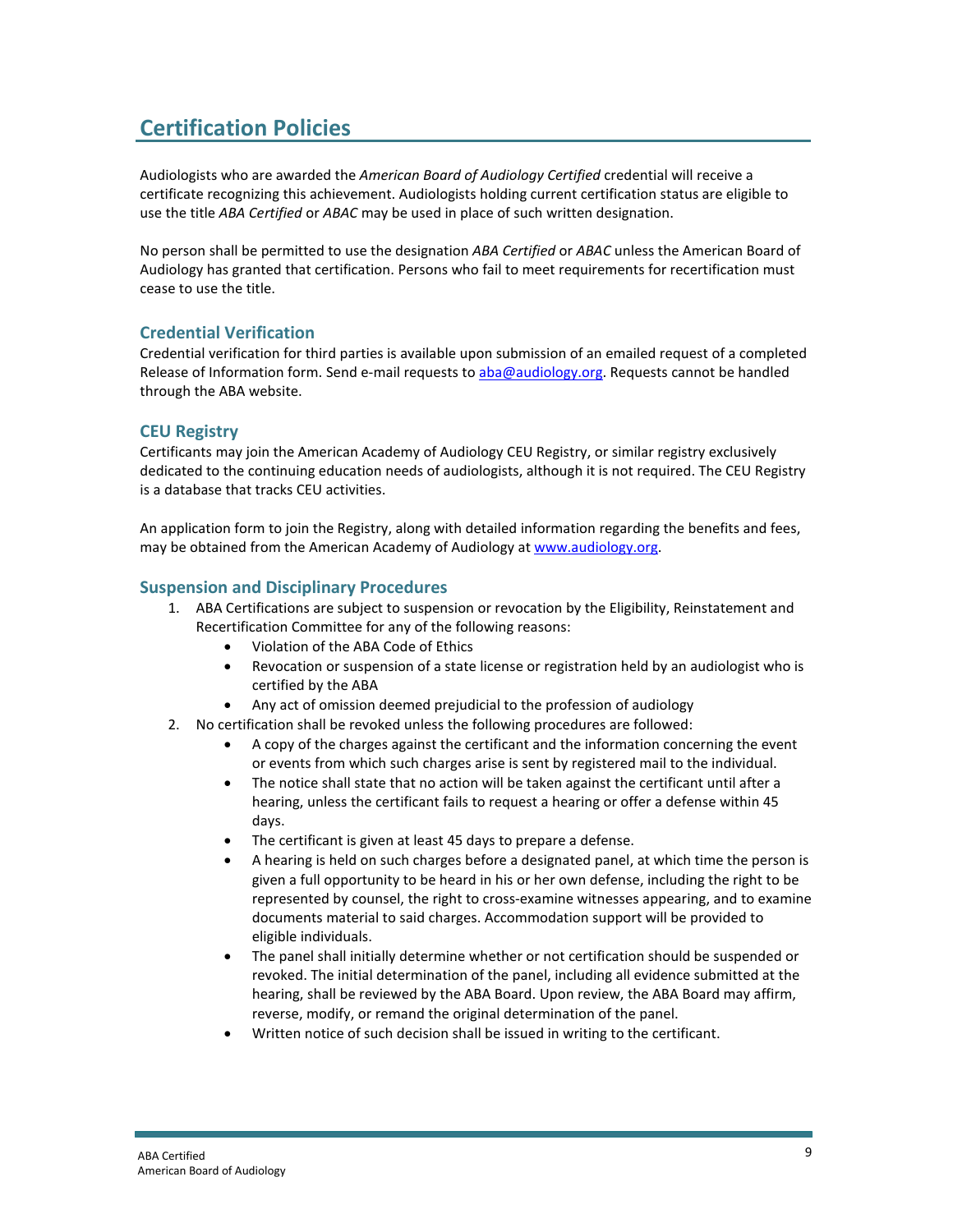## Certification Policies

Audiologists who are awarded the *American Board of Audiology Certified* credential will receive a certificate recognizing this achievement. Audiologists holding current certification status are eligible to use the title *ABA Certified* or *ABAC* may be used in place of such written designation.

No person shall be permitted to use the designation *ABA Certified* or *ABAC* unless the American Board of Audiology has granted that certification. Persons who fail to meet requirements for recertification must cease to use the title.

### Credential Verification

Credential verification for third parties is available upon submission of an emailed request of a completed Release of Information form. Send e-mail requests to aba@audiology.org. Requests cannot be handled through the ABA website.

### CEU Registry

Certificants may join the American Academy of Audiology CEU Registry, or similar registry exclusively dedicated to the continuing education needs of audiologists, although it is not required. The CEU Registry is a database that tracks CEU activities.

An application form to join the Registry, along with detailed information regarding the benefits and fees, may be obtained from the American Academy of Audiology at www.audiology.org.

### Suspension and Disciplinary Procedures

1. ABA Certifications are subject to suspension or revocation by the Eligibility, Reinstatement and Recertification Committee for any of the following reasons:
    - Violation of the ABA Code of Ethics
    - Revocation or suspension of a state license or registration held by an audiologist who is certified by the ABA
    - Any act of omission deemed prejudicial to the profession of audiology
2. No certification shall be revoked unless the following procedures are followed:
    - A copy of the charges against the certificant and the information concerning the event or events from which such charges arise is sent by registered mail to the individual.
    - The notice shall state that no action will be taken against the certificant until after a hearing, unless the certificant fails to request a hearing or offer a defense within 45 days.
    - The certificant is given at least 45 days to prepare a defense.
    - A hearing is held on such charges before a designated panel, at which time the person is given a full opportunity to be heard in his or her own defense, including the right to be represented by counsel, the right to cross-examine witnesses appearing, and to examine documents material to said charges. Accommodation support will be provided to eligible individuals.
    - The panel shall initially determine whether or not certification should be suspended or revoked. The initial determination of the panel, including all evidence submitted at the hearing, shall be reviewed by the ABA Board. Upon review, the ABA Board may affirm, reverse, modify, or remand the original determination of the panel.
    - Written notice of such decision shall be issued in writing to the certificant.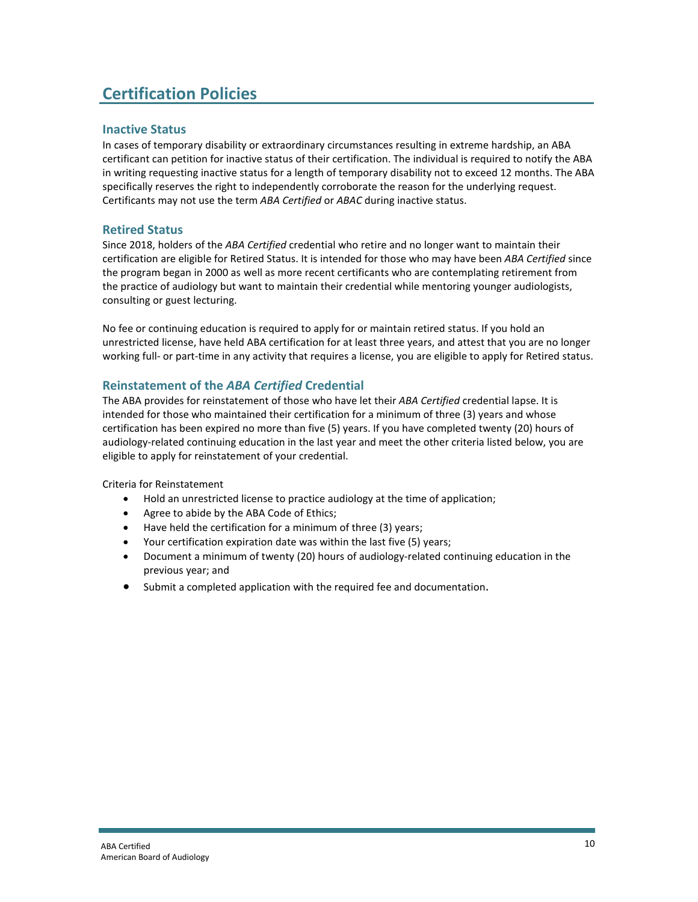# Certification Policies

## Inactive Status

In cases of temporary disability or extraordinary circumstances resulting in extreme hardship, an ABA certificant can petition for inactive status of their certification. The individual is required to notify the ABA in writing requesting inactive status for a length of temporary disability not to exceed 12 months. The ABA specifically reserves the right to independently corroborate the reason for the underlying request. Certificants may not use the term *ABA Certified* or *ABAC* during inactive status.

## Retired Status

Since 2018, holders of the *ABA Certified* credential who retire and no longer want to maintain their certification are eligible for Retired Status. It is intended for those who may have been *ABA Certified* since the program began in 2000 as well as more recent certificants who are contemplating retirement from the practice of audiology but want to maintain their credential while mentoring younger audiologists, consulting or guest lecturing.

No fee or continuing education is required to apply for or maintain retired status. If you hold an unrestricted license, have held ABA certification for at least three years, and attest that you are no longer working full- or part-time in any activity that requires a license, you are eligible to apply for Retired status.

## Reinstatement of the *ABA Certified* Credential

The ABA provides for reinstatement of those who have let their *ABA Certified* credential lapse. It is intended for those who maintained their certification for a minimum of three (3) years and whose certification has been expired no more than five (5) years. If you have completed twenty (20) hours of audiology-related continuing education in the last year and meet the other criteria listed below, you are eligible to apply for reinstatement of your credential.

Criteria for Reinstatement

- Hold an unrestricted license to practice audiology at the time of application;
- Agree to abide by the ABA Code of Ethics;
- Have held the certification for a minimum of three (3) years;
- Your certification expiration date was within the last five (5) years;
- Document a minimum of twenty (20) hours of audiology-related continuing education in the previous year; and
- Submit a completed application with the required fee and documentation.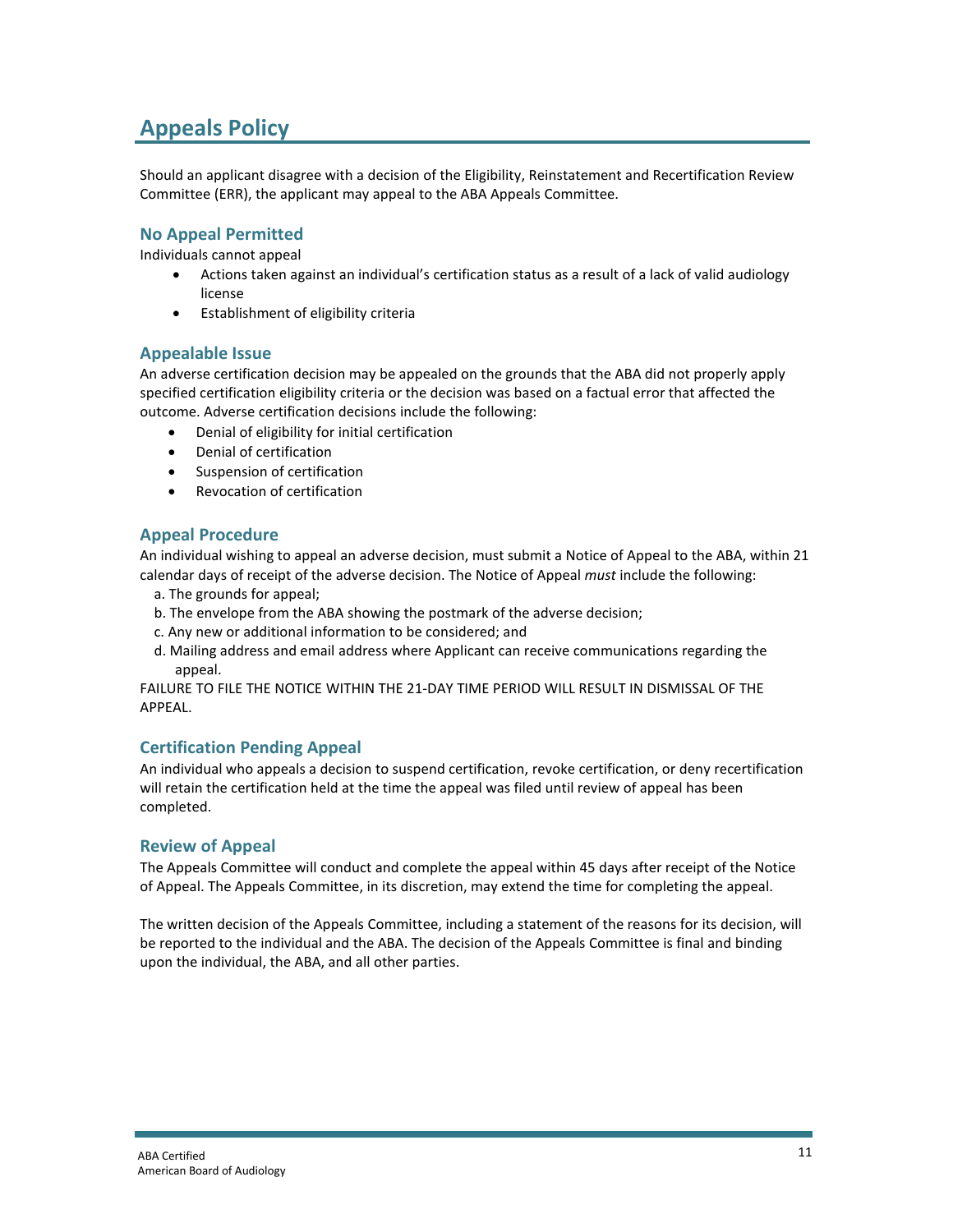# Appeals Policy

Should an applicant disagree with a decision of the Eligibility, Reinstatement and Recertification Review Committee (ERR), the applicant may appeal to the ABA Appeals Committee.

## No Appeal Permitted

Individuals cannot appeal

- Actions taken against an individual's certification status as a result of a lack of valid audiology license
- Establishment of eligibility criteria

## Appealable Issue

An adverse certification decision may be appealed on the grounds that the ABA did not properly apply specified certification eligibility criteria or the decision was based on a factual error that affected the outcome. Adverse certification decisions include the following:

- Denial of eligibility for initial certification
- Denial of certification
- Suspension of certification
- Revocation of certification

## Appeal Procedure

An individual wishing to appeal an adverse decision, must submit a Notice of Appeal to the ABA, within 21 calendar days of receipt of the adverse decision. The Notice of Appeal *must* include the following:

a. The grounds for appeal;
b. The envelope from the ABA showing the postmark of the adverse decision;
c. Any new or additional information to be considered; and
d. Mailing address and email address where Applicant can receive communications regarding the appeal.

FAILURE TO FILE THE NOTICE WITHIN THE 21-DAY TIME PERIOD WILL RESULT IN DISMISSAL OF THE APPEAL.

## Certification Pending Appeal

An individual who appeals a decision to suspend certification, revoke certification, or deny recertification will retain the certification held at the time the appeal was filed until review of appeal has been completed.

## Review of Appeal

The Appeals Committee will conduct and complete the appeal within 45 days after receipt of the Notice of Appeal. The Appeals Committee, in its discretion, may extend the time for completing the appeal.

The written decision of the Appeals Committee, including a statement of the reasons for its decision, will be reported to the individual and the ABA. The decision of the Appeals Committee is final and binding upon the individual, the ABA, and all other parties.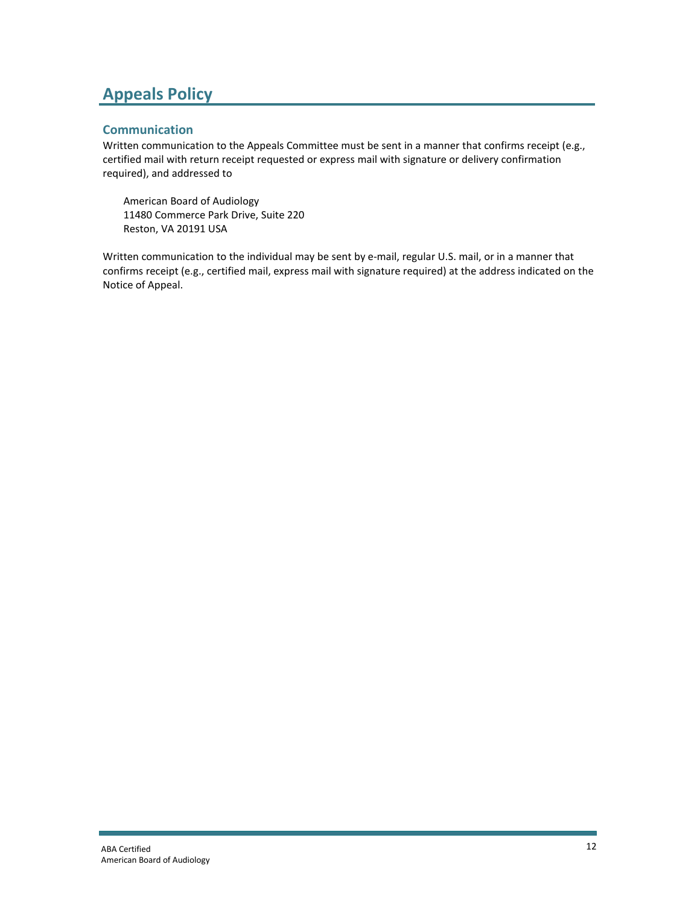# Appeals Policy

## Communication

Written communication to the Appeals Committee must be sent in a manner that confirms receipt (e.g., certified mail with return receipt requested or express mail with signature or delivery confirmation required), and addressed to

American Board of Audiology
11480 Commerce Park Drive, Suite 220
Reston, VA 20191 USA

Written communication to the individual may be sent by e-mail, regular U.S. mail, or in a manner that confirms receipt (e.g., certified mail, express mail with signature required) at the address indicated on the Notice of Appeal.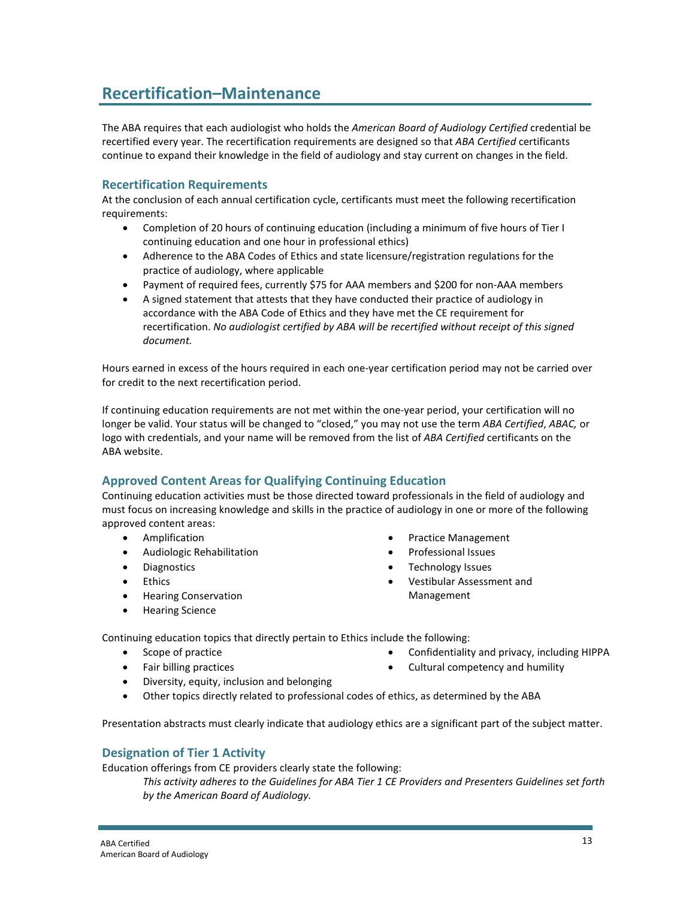# Recertification–Maintenance

The ABA requires that each audiologist who holds the *American Board of Audiology Certified* credential be recertified every year. The recertification requirements are designed so that *ABA Certified* certificants continue to expand their knowledge in the field of audiology and stay current on changes in the field.

## Recertification Requirements

At the conclusion of each annual certification cycle, certificants must meet the following recertification requirements:

- Completion of 20 hours of continuing education (including a minimum of five hours of Tier I continuing education and one hour in professional ethics)
- Adherence to the ABA Codes of Ethics and state licensure/registration regulations for the practice of audiology, where applicable
- Payment of required fees, currently $75 for AAA members and $200 for non-AAA members
- A signed statement that attests that they have conducted their practice of audiology in accordance with the ABA Code of Ethics and they have met the CE requirement for recertification. *No audiologist certified by ABA will be recertified without receipt of this signed document.*

Hours earned in excess of the hours required in each one-year certification period may not be carried over for credit to the next recertification period.

If continuing education requirements are not met within the one-year period, your certification will no longer be valid. Your status will be changed to "closed," you may not use the term *ABA Certified*, *ABAC,* or logo with credentials, and your name will be removed from the list of *ABA Certified* certificants on the ABA website.

## Approved Content Areas for Qualifying Continuing Education

Continuing education activities must be those directed toward professionals in the field of audiology and must focus on increasing knowledge and skills in the practice of audiology in one or more of the following approved content areas:

- Amplification
- Audiologic Rehabilitation
- Diagnostics
- Ethics
- Hearing Conservation
- Hearing Science
- Practice Management
- Professional Issues
- Technology Issues
- Vestibular Assessment and Management

Continuing education topics that directly pertain to Ethics include the following:

- Scope of practice
- Fair billing practices
- Confidentiality and privacy, including HIPPA
- Cultural competency and humility
- Diversity, equity, inclusion and belonging
- Other topics directly related to professional codes of ethics, as determined by the ABA

Presentation abstracts must clearly indicate that audiology ethics are a significant part of the subject matter.

## Designation of Tier 1 Activity

Education offerings from CE providers clearly state the following:

> *This activity adheres to the Guidelines for ABA Tier 1 CE Providers and Presenters Guidelines set forth by the American Board of Audiology.*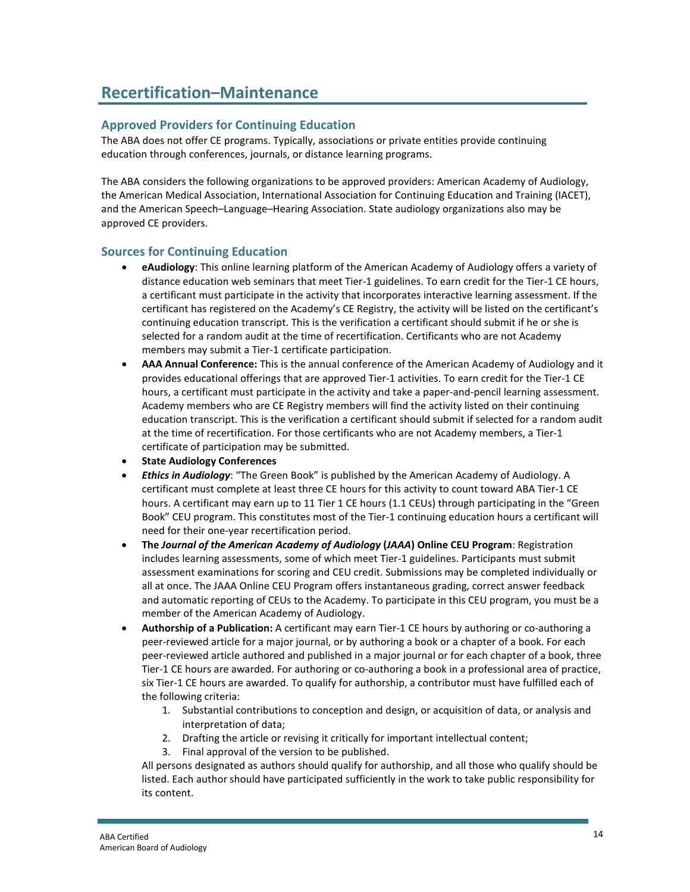# Recertification–Maintenance

## Approved Providers for Continuing Education

The ABA does not offer CE programs. Typically, associations or private entities provide continuing education through conferences, journals, or distance learning programs.

The ABA considers the following organizations to be approved providers: American Academy of Audiology, the American Medical Association, International Association for Continuing Education and Training (IACET), and the American Speech–Language–Hearing Association. State audiology organizations also may be approved CE providers.

## Sources for Continuing Education

- **eAudiology**: This online learning platform of the American Academy of Audiology offers a variety of distance education web seminars that meet Tier-1 guidelines. To earn credit for the Tier-1 CE hours, a certificant must participate in the activity that incorporates interactive learning assessment. If the certificant has registered on the Academy's CE Registry, the activity will be listed on the certificant's continuing education transcript. This is the verification a certificant should submit if he or she is selected for a random audit at the time of recertification. Certificants who are not Academy members may submit a Tier-1 certificate participation.
- **AAA Annual Conference:** This is the annual conference of the American Academy of Audiology and it provides educational offerings that are approved Tier-1 activities. To earn credit for the Tier-1 CE hours, a certificant must participate in the activity and take a paper-and-pencil learning assessment. Academy members who are CE Registry members will find the activity listed on their continuing education transcript. This is the verification a certificant should submit if selected for a random audit at the time of recertification. For those certificants who are not Academy members, a Tier-1 certificate of participation may be submitted.
- **State Audiology Conferences**
- ***Ethics in Audiology***: "The Green Book" is published by the American Academy of Audiology. A certificant must complete at least three CE hours for this activity to count toward ABA Tier-1 CE hours. A certificant may earn up to 11 Tier 1 CE hours (1.1 CEUs) through participating in the "Green Book" CEU program. This constitutes most of the Tier-1 continuing education hours a certificant will need for their one-year recertification period.
- **The *Journal of the American Academy of Audiology* (*JAAA*) Online CEU Program**: Registration includes learning assessments, some of which meet Tier-1 guidelines. Participants must submit assessment examinations for scoring and CEU credit. Submissions may be completed individually or all at once. The JAAA Online CEU Program offers instantaneous grading, correct answer feedback and automatic reporting of CEUs to the Academy. To participate in this CEU program, you must be a member of the American Academy of Audiology.
- **Authorship of a Publication:** A certificant may earn Tier-1 CE hours by authoring or co-authoring a peer-reviewed article for a major journal, or by authoring a book or a chapter of a book. For each peer-reviewed article authored and published in a major journal or for each chapter of a book, three Tier-1 CE hours are awarded. For authoring or co-authoring a book in a professional area of practice, six Tier-1 CE hours are awarded. To qualify for authorship, a contributor must have fulfilled each of the following criteria:
    1. Substantial contributions to conception and design, or acquisition of data, or analysis and interpretation of data;
    2. Drafting the article or revising it critically for important intellectual content;
    3. Final approval of the version to be published.

  All persons designated as authors should qualify for authorship, and all those who qualify should be listed. Each author should have participated sufficiently in the work to take public responsibility for its content.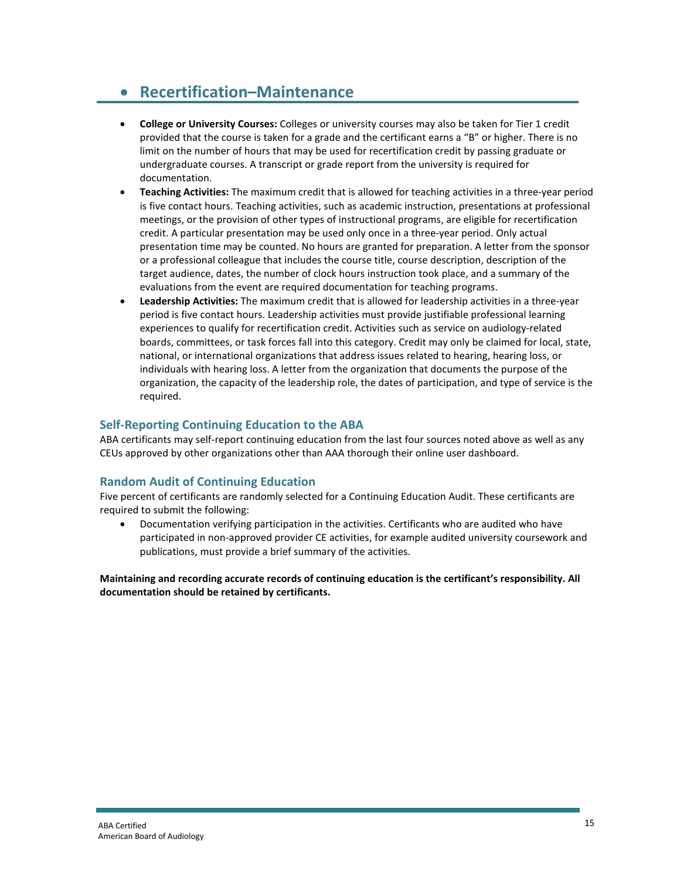# Recertification–Maintenance

- **College or University Courses:** Colleges or university courses may also be taken for Tier 1 credit provided that the course is taken for a grade and the certificant earns a "B" or higher. There is no limit on the number of hours that may be used for recertification credit by passing graduate or undergraduate courses. A transcript or grade report from the university is required for documentation.
- **Teaching Activities:** The maximum credit that is allowed for teaching activities in a three-year period is five contact hours. Teaching activities, such as academic instruction, presentations at professional meetings, or the provision of other types of instructional programs, are eligible for recertification credit. A particular presentation may be used only once in a three-year period. Only actual presentation time may be counted. No hours are granted for preparation. A letter from the sponsor or a professional colleague that includes the course title, course description, description of the target audience, dates, the number of clock hours instruction took place, and a summary of the evaluations from the event are required documentation for teaching programs.
- **Leadership Activities:** The maximum credit that is allowed for leadership activities in a three-year period is five contact hours. Leadership activities must provide justifiable professional learning experiences to qualify for recertification credit. Activities such as service on audiology-related boards, committees, or task forces fall into this category. Credit may only be claimed for local, state, national, or international organizations that address issues related to hearing, hearing loss, or individuals with hearing loss. A letter from the organization that documents the purpose of the organization, the capacity of the leadership role, the dates of participation, and type of service is the required.

## Self-Reporting Continuing Education to the ABA

ABA certificants may self-report continuing education from the last four sources noted above as well as any CEUs approved by other organizations other than AAA thorough their online user dashboard.

## Random Audit of Continuing Education

Five percent of certificants are randomly selected for a Continuing Education Audit. These certificants are required to submit the following:

- Documentation verifying participation in the activities. Certificants who are audited who have participated in non-approved provider CE activities, for example audited university coursework and publications, must provide a brief summary of the activities.

**Maintaining and recording accurate records of continuing education is the certificant's responsibility. All documentation should be retained by certificants.**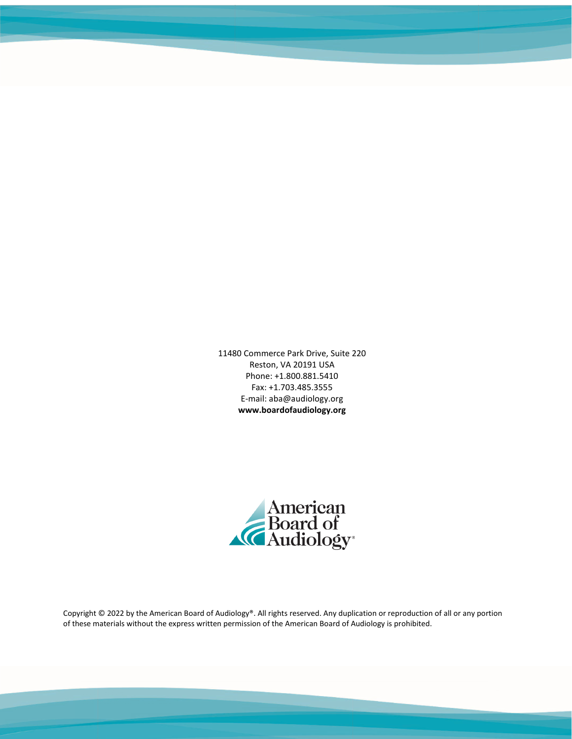11480 Commerce Park Drive, Suite 220
Reston, VA 20191 USA
Phone: +1.800.881.5410
Fax: +1.703.485.3555
E-mail: aba@audiology.org
**www.boardofaudiology.org**

American Board of Audiology®

Copyright © 2022 by the American Board of Audiology®. All rights reserved. Any duplication or reproduction of all or any portion of these materials without the express written permission of the American Board of Audiology is prohibited.